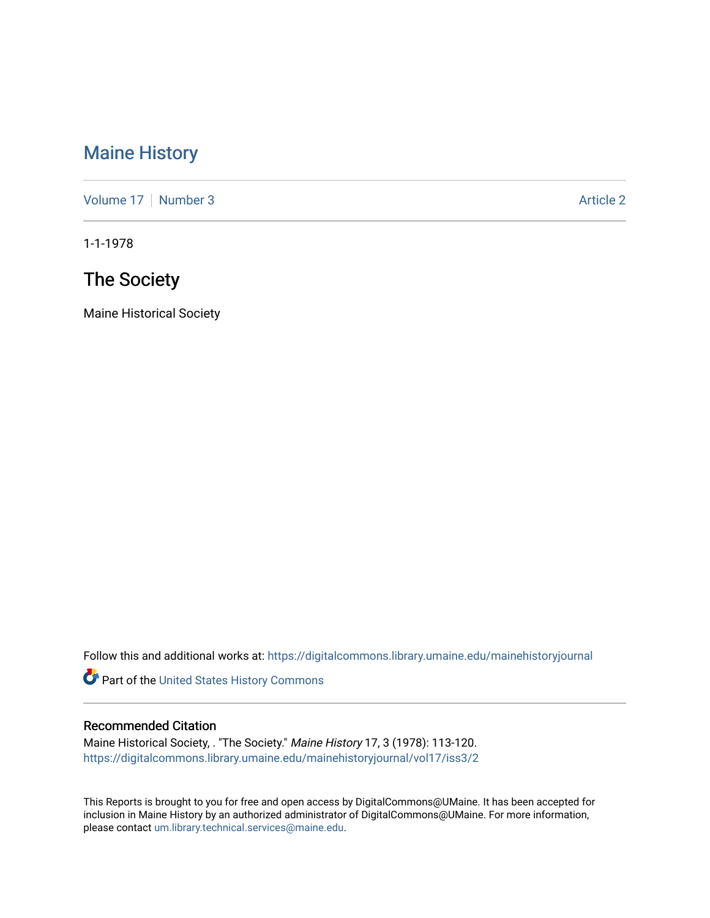# Maine History

Volume 17 | Number 3 | Article 2

1-1-1978

## The Society

Maine Historical Society

Follow this and additional works at: https://digitalcommons.library.umaine.edu/mainehistoryjournal

Part of the United States History Commons

### Recommended Citation

Maine Historical Society, . "The Society." *Maine History* 17, 3 (1978): 113-120.
https://digitalcommons.library.umaine.edu/mainehistoryjournal/vol17/iss3/2

This Reports is brought to you for free and open access by DigitalCommons@UMaine. It has been accepted for inclusion in Maine History by an authorized administrator of DigitalCommons@UMaine. For more information, please contact um.library.technical.services@maine.edu.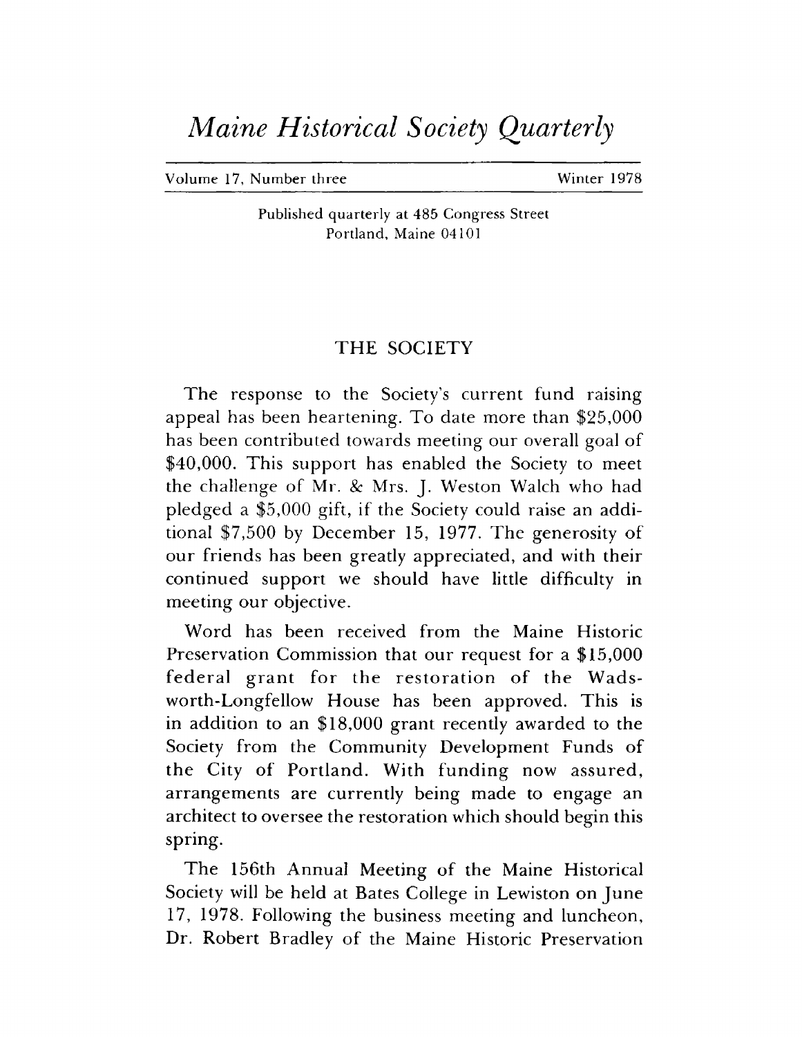# *Maine Historical Society Quarterly*

Volume 17, Number three — Winter 1978

Published quarterly at 485 Congress Street
Portland, Maine 04101

## THE SOCIETY

The response to the Society's current fund raising appeal has been heartening. To date more than $25,000 has been contributed towards meeting our overall goal of $40,000. This support has enabled the Society to meet the challenge of Mr. & Mrs. J. Weston Walch who had pledged a $5,000 gift, if the Society could raise an additional $7,500 by December 15, 1977. The generosity of our friends has been greatly appreciated, and with their continued support we should have little difficulty in meeting our objective.

Word has been received from the Maine Historic Preservation Commission that our request for a $15,000 federal grant for the restoration of the Wadsworth-Longfellow House has been approved. This is in addition to an $18,000 grant recently awarded to the Society from the Community Development Funds of the City of Portland. With funding now assured, arrangements are currently being made to engage an architect to oversee the restoration which should begin this spring.

The 156th Annual Meeting of the Maine Historical Society will be held at Bates College in Lewiston on June 17, 1978. Following the business meeting and luncheon, Dr. Robert Bradley of the Maine Historic Preservation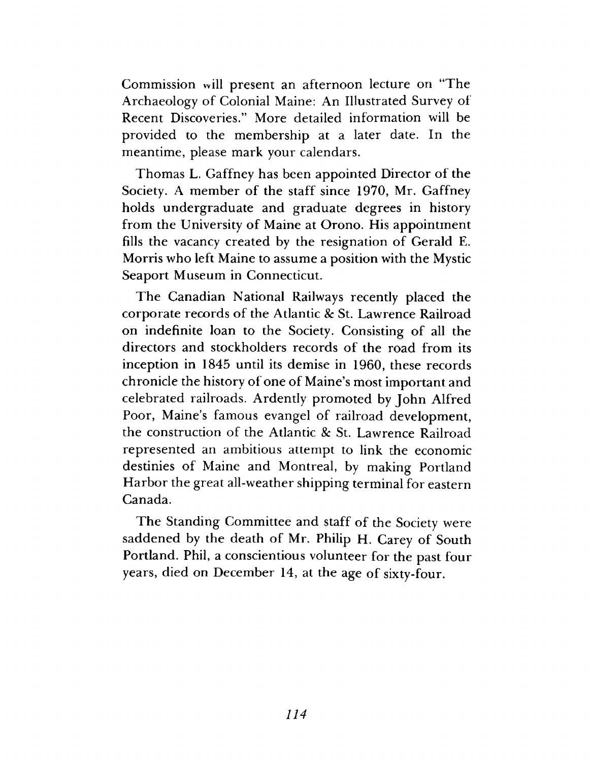Commission will present an afternoon lecture on "The Archaeology of Colonial Maine: An Illustrated Survey of Recent Discoveries." More detailed information will be provided to the membership at a later date. In the meantime, please mark your calendars.

Thomas L. Gaffney has been appointed Director of the Society. A member of the staff since 1970, Mr. Gaffney holds undergraduate and graduate degrees in history from the University of Maine at Orono. His appointment fills the vacancy created by the resignation of Gerald E. Morris who left Maine to assume a position with the Mystic Seaport Museum in Connecticut.

The Canadian National Railways recently placed the corporate records of the Atlantic & St. Lawrence Railroad on indefinite loan to the Society. Consisting of all the directors and stockholders records of the road from its inception in 1845 until its demise in 1960, these records chronicle the history of one of Maine's most important and celebrated railroads. Ardently promoted by John Alfred Poor, Maine's famous evangel of railroad development, the construction of the Atlantic & St. Lawrence Railroad represented an ambitious attempt to link the economic destinies of Maine and Montreal, by making Portland Harbor the great all-weather shipping terminal for eastern Canada.

The Standing Committee and staff of the Society were saddened by the death of Mr. Philip H. Carey of South Portland. Phil, a conscientious volunteer for the past four years, died on December 14, at the age of sixty-four.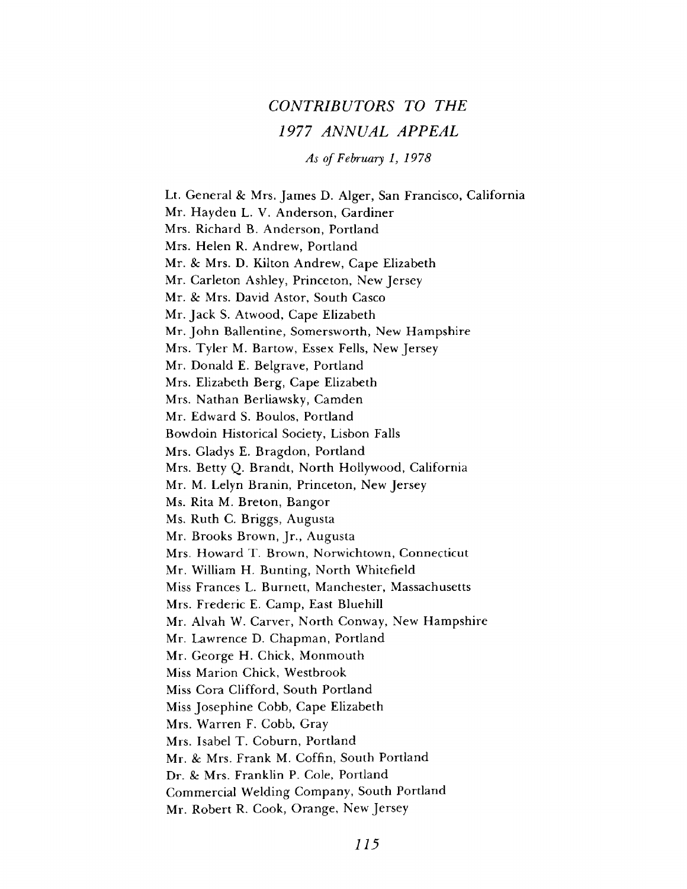## *CONTRIBUTORS TO THE 1977 ANNUAL APPEAL*

*As of February 1, 1978*

Lt. General & Mrs. James D. Alger, San Francisco, California
Mr. Hayden L. V. Anderson, Gardiner
Mrs. Richard B. Anderson, Portland
Mrs. Helen R. Andrew, Portland
Mr. & Mrs. D. Kilton Andrew, Cape Elizabeth
Mr. Carleton Ashley, Princeton, New Jersey
Mr. & Mrs. David Astor, South Casco
Mr. Jack S. Atwood, Cape Elizabeth
Mr. John Ballentine, Somersworth, New Hampshire
Mrs. Tyler M. Bartow, Essex Fells, New Jersey
Mr. Donald E. Belgrave, Portland
Mrs. Elizabeth Berg, Cape Elizabeth
Mrs. Nathan Berliawsky, Camden
Mr. Edward S. Boulos, Portland
Bowdoin Historical Society, Lisbon Falls
Mrs. Gladys E. Bragdon, Portland
Mrs. Betty Q. Brandt, North Hollywood, California
Mr. M. Lelyn Branin, Princeton, New Jersey
Ms. Rita M. Breton, Bangor
Ms. Ruth C. Briggs, Augusta
Mr. Brooks Brown, Jr., Augusta
Mrs. Howard T. Brown, Norwichtown, Connecticut
Mr. William H. Bunting, North Whitefield
Miss Frances L. Burnett, Manchester, Massachusetts
Mrs. Frederic E. Camp, East Bluehill
Mr. Alvah W. Carver, North Conway, New Hampshire
Mr. Lawrence D. Chapman, Portland
Mr. George H. Chick, Monmouth
Miss Marion Chick, Westbrook
Miss Cora Clifford, South Portland
Miss Josephine Cobb, Cape Elizabeth
Mrs. Warren F. Cobb, Gray
Mrs. Isabel T. Coburn, Portland
Mr. & Mrs. Frank M. Coffin, South Portland
Dr. & Mrs. Franklin P. Cole, Portland
Commercial Welding Company, South Portland
Mr. Robert R. Cook, Orange, New Jersey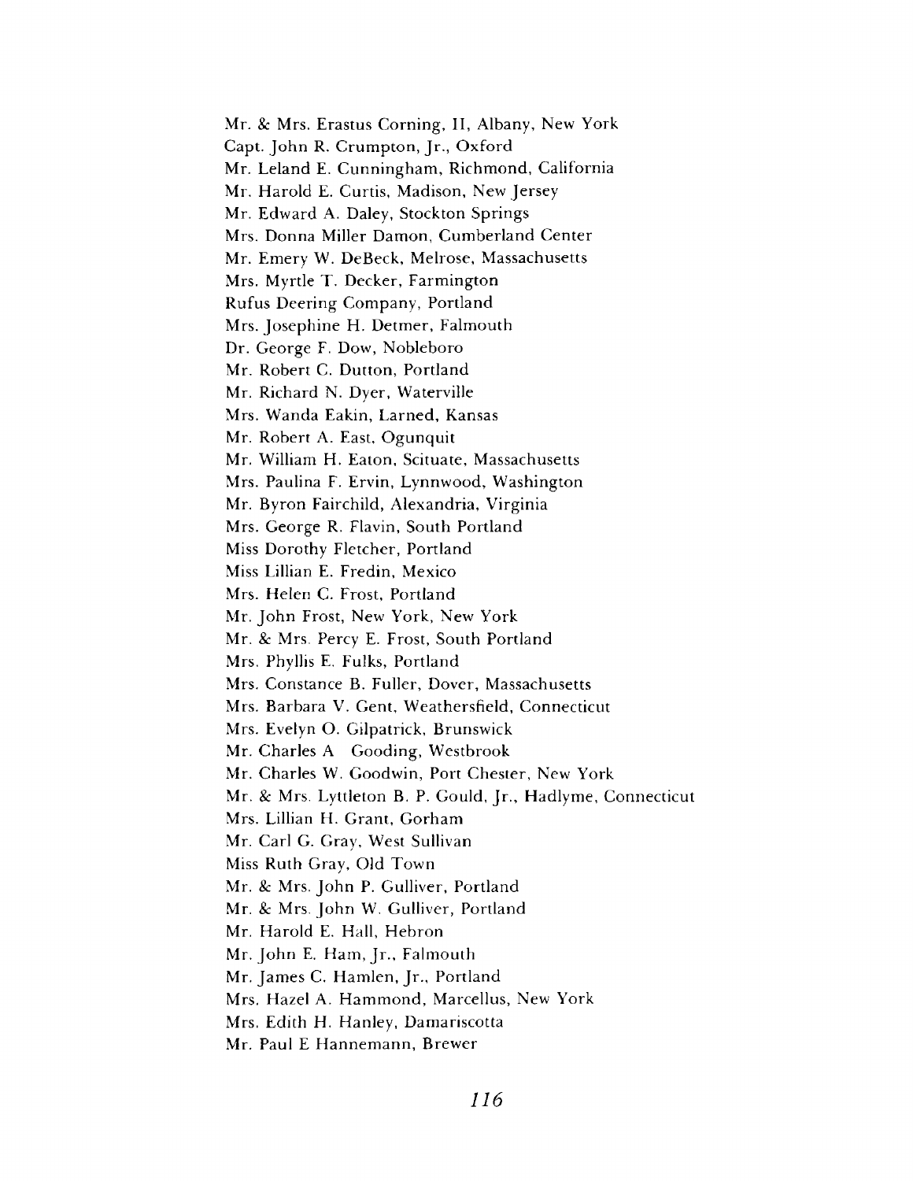Mr. & Mrs. Erastus Corning, II, Albany, New York
Capt. John R. Crumpton, Jr., Oxford
Mr. Leland E. Cunningham, Richmond, California
Mr. Harold E. Curtis, Madison, New Jersey
Mr. Edward A. Daley, Stockton Springs
Mrs. Donna Miller Damon, Cumberland Center
Mr. Emery W. DeBeck, Melrose, Massachusetts
Mrs. Myrtle T. Decker, Farmington
Rufus Deering Company, Portland
Mrs. Josephine H. Detmer, Falmouth
Dr. George F. Dow, Nobleboro
Mr. Robert C. Dutton, Portland
Mr. Richard N. Dyer, Waterville
Mrs. Wanda Eakin, Larned, Kansas
Mr. Robert A. East, Ogunquit
Mr. William H. Eaton, Scituate, Massachusetts
Mrs. Paulina F. Ervin, Lynnwood, Washington
Mr. Byron Fairchild, Alexandria, Virginia
Mrs. George R. Flavin, South Portland
Miss Dorothy Fletcher, Portland
Miss Lillian E. Fredin, Mexico
Mrs. Helen C. Frost, Portland
Mr. John Frost, New York, New York
Mr. & Mrs. Percy E. Frost, South Portland
Mrs. Phyllis E. Fulks, Portland
Mrs. Constance B. Fuller, Dover, Massachusetts
Mrs. Barbara V. Gent, Weathersfield, Connecticut
Mrs. Evelyn O. Gilpatrick, Brunswick
Mr. Charles A Gooding, Westbrook
Mr. Charles W. Goodwin, Port Chester, New York
Mr. & Mrs. Lyttleton B. P. Gould, Jr., Hadlyme, Connecticut
Mrs. Lillian H. Grant, Gorham
Mr. Carl G. Gray, West Sullivan
Miss Ruth Gray, Old Town
Mr. & Mrs. John P. Gulliver, Portland
Mr. & Mrs. John W. Gulliver, Portland
Mr. Harold E. Hall, Hebron
Mr. John E. Ham, Jr., Falmouth
Mr. James C. Hamlen, Jr., Portland
Mrs. Hazel A. Hammond, Marcellus, New York
Mrs. Edith H. Hanley, Damariscotta
Mr. Paul E Hannemann, Brewer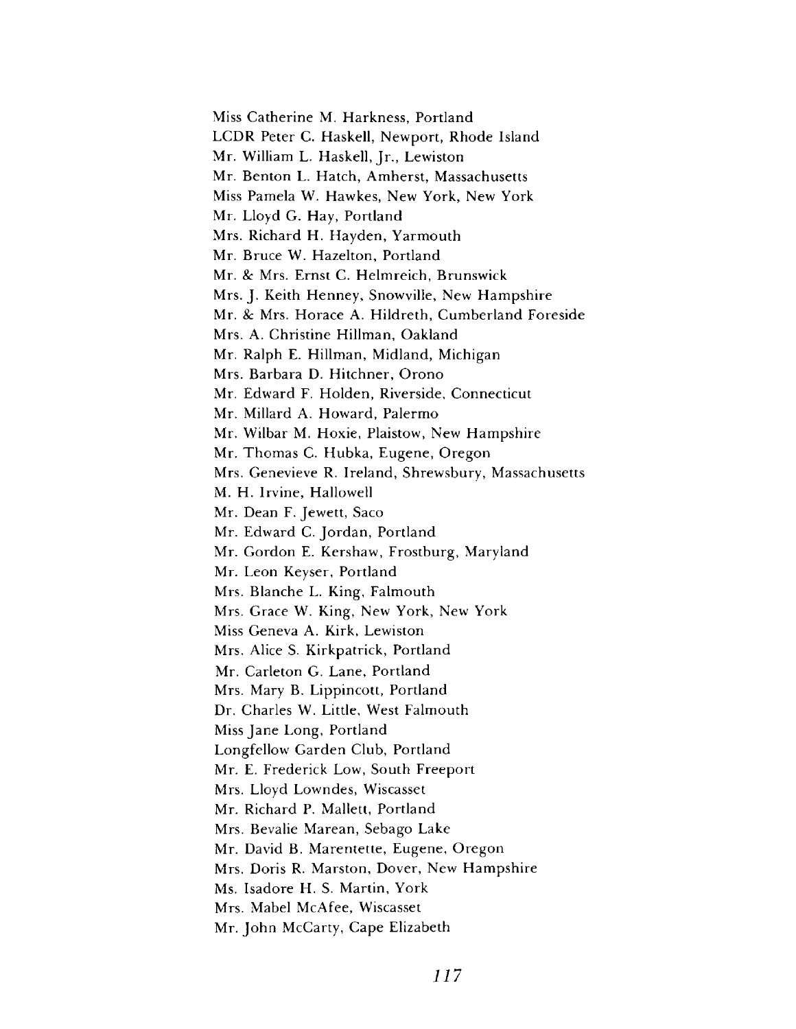Miss Catherine M. Harkness, Portland
LCDR Peter C. Haskell, Newport, Rhode Island
Mr. William L. Haskell, Jr., Lewiston
Mr. Benton L. Hatch, Amherst, Massachusetts
Miss Pamela W. Hawkes, New York, New York
Mr. Lloyd G. Hay, Portland
Mrs. Richard H. Hayden, Yarmouth
Mr. Bruce W. Hazelton, Portland
Mr. & Mrs. Ernst C. Helmreich, Brunswick
Mrs. J. Keith Henney, Snowville, New Hampshire
Mr. & Mrs. Horace A. Hildreth, Cumberland Foreside
Mrs. A. Christine Hillman, Oakland
Mr. Ralph E. Hillman, Midland, Michigan
Mrs. Barbara D. Hitchner, Orono
Mr. Edward F. Holden, Riverside, Connecticut
Mr. Millard A. Howard, Palermo
Mr. Wilbar M. Hoxie, Plaistow, New Hampshire
Mr. Thomas C. Hubka, Eugene, Oregon
Mrs. Genevieve R. Ireland, Shrewsbury, Massachusetts
M. H. Irvine, Hallowell
Mr. Dean F. Jewett, Saco
Mr. Edward C. Jordan, Portland
Mr. Gordon E. Kershaw, Frostburg, Maryland
Mr. Leon Keyser, Portland
Mrs. Blanche L. King, Falmouth
Mrs. Grace W. King, New York, New York
Miss Geneva A. Kirk, Lewiston
Mrs. Alice S. Kirkpatrick, Portland
Mr. Carleton G. Lane, Portland
Mrs. Mary B. Lippincott, Portland
Dr. Charles W. Little, West Falmouth
Miss Jane Long, Portland
Longfellow Garden Club, Portland
Mr. E. Frederick Low, South Freeport
Mrs. Lloyd Lowndes, Wiscasset
Mr. Richard P. Mallett, Portland
Mrs. Bevalie Marean, Sebago Lake
Mr. David B. Marentette, Eugene, Oregon
Mrs. Doris R. Marston, Dover, New Hampshire
Ms. Isadore H. S. Martin, York
Mrs. Mabel McAfee, Wiscasset
Mr. John McCarty, Cape Elizabeth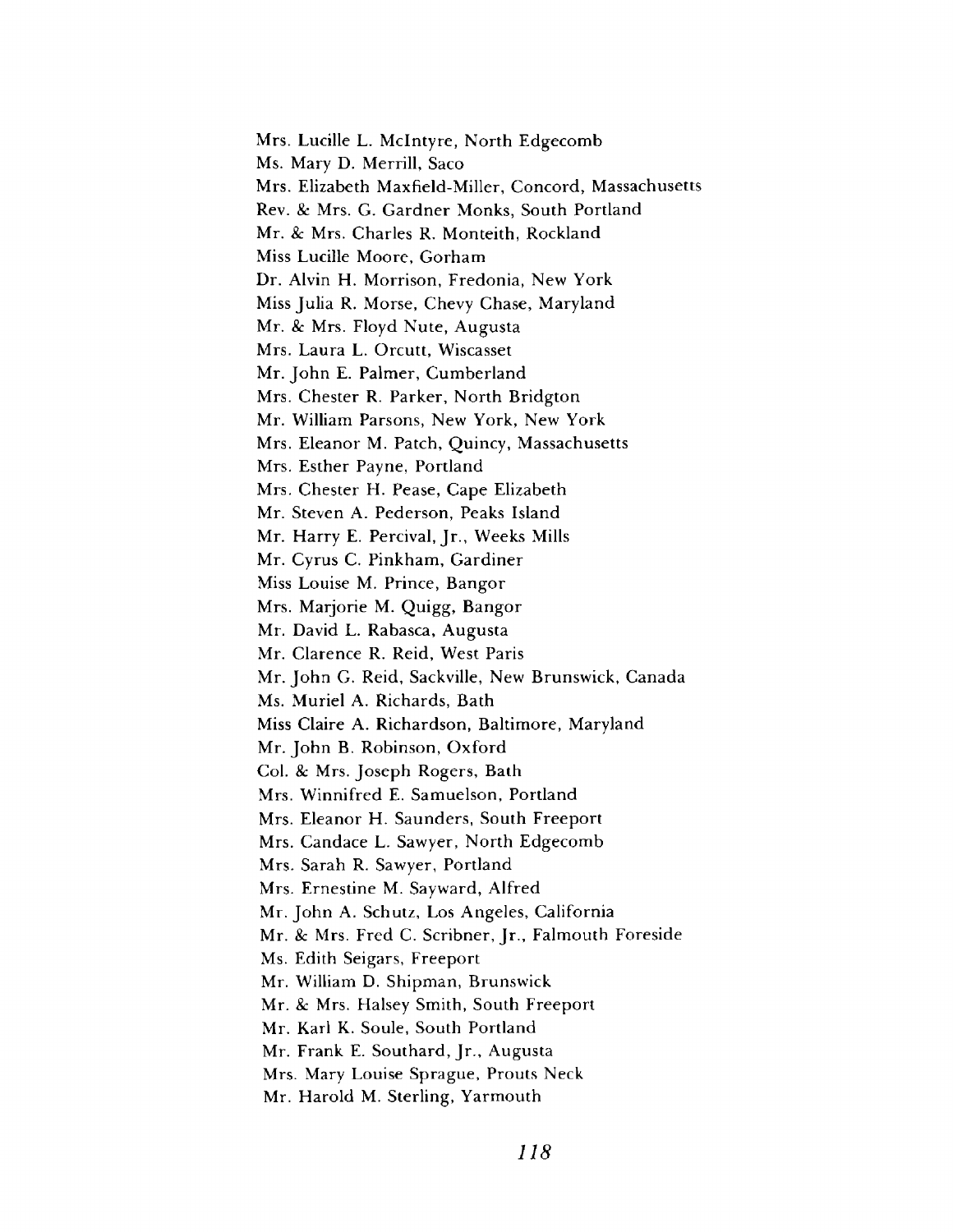Mrs. Lucille L. McIntyre, North Edgecomb
Ms. Mary D. Merrill, Saco
Mrs. Elizabeth Maxfield-Miller, Concord, Massachusetts
Rev. & Mrs. G. Gardner Monks, South Portland
Mr. & Mrs. Charles R. Monteith, Rockland
Miss Lucille Moore, Gorham
Dr. Alvin H. Morrison, Fredonia, New York
Miss Julia R. Morse, Chevy Chase, Maryland
Mr. & Mrs. Floyd Nute, Augusta
Mrs. Laura L. Orcutt, Wiscasset
Mr. John E. Palmer, Cumberland
Mrs. Chester R. Parker, North Bridgton
Mr. William Parsons, New York, New York
Mrs. Eleanor M. Patch, Quincy, Massachusetts
Mrs. Esther Payne, Portland
Mrs. Chester H. Pease, Cape Elizabeth
Mr. Steven A. Pederson, Peaks Island
Mr. Harry E. Percival, Jr., Weeks Mills
Mr. Cyrus C. Pinkham, Gardiner
Miss Louise M. Prince, Bangor
Mrs. Marjorie M. Quigg, Bangor
Mr. David L. Rabasca, Augusta
Mr. Clarence R. Reid, West Paris
Mr. John G. Reid, Sackville, New Brunswick, Canada
Ms. Muriel A. Richards, Bath
Miss Claire A. Richardson, Baltimore, Maryland
Mr. John B. Robinson, Oxford
Col. & Mrs. Joseph Rogers, Bath
Mrs. Winnifred E. Samuelson, Portland
Mrs. Eleanor H. Saunders, South Freeport
Mrs. Candace L. Sawyer, North Edgecomb
Mrs. Sarah R. Sawyer, Portland
Mrs. Ernestine M. Sayward, Alfred
Mr. John A. Schutz, Los Angeles, California
Mr. & Mrs. Fred C. Scribner, Jr., Falmouth Foreside
Ms. Edith Seigars, Freeport
Mr. William D. Shipman, Brunswick
Mr. & Mrs. Halsey Smith, South Freeport
Mr. Karl K. Soule, South Portland
Mr. Frank E. Southard, Jr., Augusta
Mrs. Mary Louise Sprague, Prouts Neck
Mr. Harold M. Sterling, Yarmouth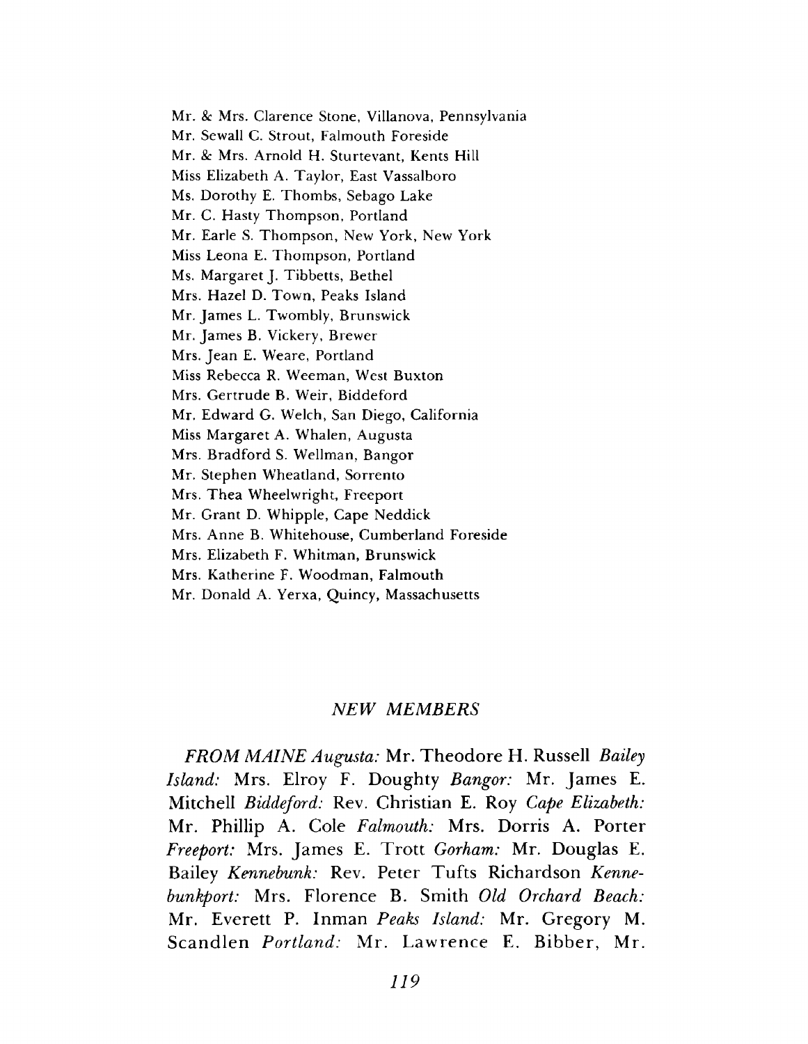Mr. & Mrs. Clarence Stone, Villanova, Pennsylvania
Mr. Sewall C. Strout, Falmouth Foreside
Mr. & Mrs. Arnold H. Sturtevant, Kents Hill
Miss Elizabeth A. Taylor, East Vassalboro
Ms. Dorothy E. Thombs, Sebago Lake
Mr. C. Hasty Thompson, Portland
Mr. Earle S. Thompson, New York, New York
Miss Leona E. Thompson, Portland
Ms. Margaret J. Tibbetts, Bethel
Mrs. Hazel D. Town, Peaks Island
Mr. James L. Twombly, Brunswick
Mr. James B. Vickery, Brewer
Mrs. Jean E. Weare, Portland
Miss Rebecca R. Weeman, West Buxton
Mrs. Gertrude B. Weir, Biddeford
Mr. Edward G. Welch, San Diego, California
Miss Margaret A. Whalen, Augusta
Mrs. Bradford S. Wellman, Bangor
Mr. Stephen Wheatland, Sorrento
Mrs. Thea Wheelwright, Freeport
Mr. Grant D. Whipple, Cape Neddick
Mrs. Anne B. Whitehouse, Cumberland Foreside
Mrs. Elizabeth F. Whitman, Brunswick
Mrs. Katherine F. Woodman, Falmouth
Mr. Donald A. Yerxa, Quincy, Massachusetts

## *NEW MEMBERS*

*FROM MAINE Augusta:* Mr. Theodore H. Russell *Bailey Island:* Mrs. Elroy F. Doughty *Bangor:* Mr. James E. Mitchell *Biddeford:* Rev. Christian E. Roy *Cape Elizabeth:* Mr. Phillip A. Cole *Falmouth:* Mrs. Dorris A. Porter *Freeport:* Mrs. James E. Trott *Gorham:* Mr. Douglas E. Bailey *Kennebunk:* Rev. Peter Tufts Richardson *Kennebunkport:* Mrs. Florence B. Smith *Old Orchard Beach:* Mr. Everett P. Inman *Peaks Island:* Mr. Gregory M. Scandlen *Portland:* Mr. Lawrence E. Bibber, Mr.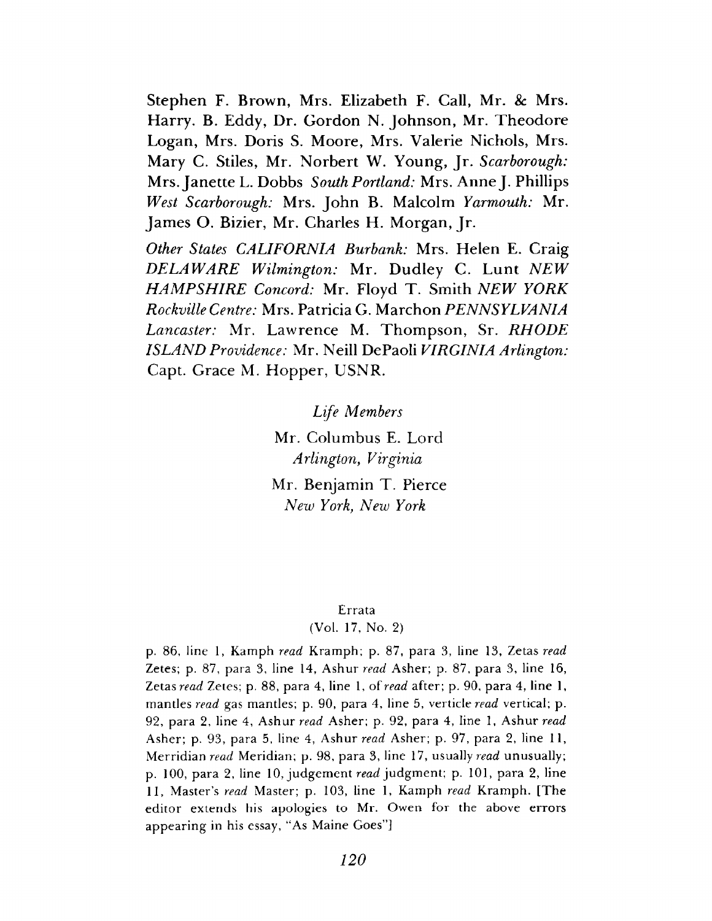Stephen F. Brown, Mrs. Elizabeth F. Call, Mr. & Mrs. Harry. B. Eddy, Dr. Gordon N. Johnson, Mr. Theodore Logan, Mrs. Doris S. Moore, Mrs. Valerie Nichols, Mrs. Mary C. Stiles, Mr. Norbert W. Young, Jr. *Scarborough:* Mrs. Janette L. Dobbs *South Portland:* Mrs. Anne J. Phillips *West Scarborough:* Mrs. John B. Malcolm *Yarmouth:* Mr. James O. Bizier, Mr. Charles H. Morgan, Jr.

*Other States CALIFORNIA Burbank:* Mrs. Helen E. Craig *DELAWARE Wilmington:* Mr. Dudley C. Lunt *NEW HAMPSHIRE Concord:* Mr. Floyd T. Smith *NEW YORK Rockville Centre:* Mrs. Patricia G. Marchon *PENNSYLVANIA Lancaster:* Mr. Lawrence M. Thompson, Sr. *RHODE ISLAND Providence:* Mr. Neill DePaoli *VIRGINIA Arlington:* Capt. Grace M. Hopper, USNR.

*Life Members*

Mr. Columbus E. Lord
*Arlington, Virginia*

Mr. Benjamin T. Pierce
*New York, New York*

Errata
(Vol. 17, No. 2)

p. 86, line 1, Kamph *read* Kramph; p. 87, para 3, line 13, Zetas *read* Zetes; p. 87, para 3, line 14, Ashur *read* Asher; p. 87, para 3, line 16, Zetas *read* Zetes; p. 88, para 4, line 1, of *read* after; p. 90, para 4, line 1, mantles *read* gas mantles; p. 90, para 4, line 5, verticle *read* vertical; p. 92, para 2, line 4, Ashur *read* Asher; p. 92, para 4, line 1, Ashur *read* Asher; p. 93, para 5, line 4, Ashur *read* Asher; p. 97, para 2, line 11, Merridian *read* Meridian; p. 98, para 3, line 17, usually *read* unusually; p. 100, para 2, line 10, judgement *read* judgment; p. 101, para 2, line 11, Master's *read* Master; p. 103, line 1, Kamph *read* Kramph. [The editor extends his apologies to Mr. Owen for the above errors appearing in his essay, "As Maine Goes"]